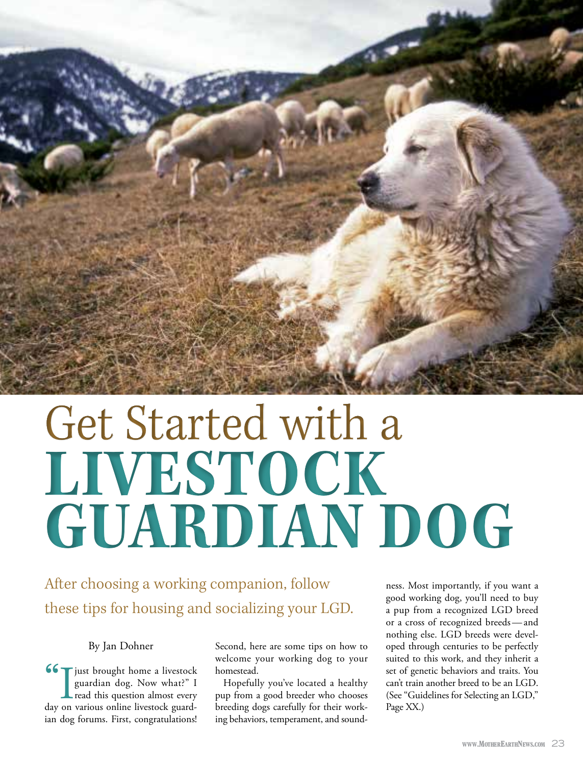# Get Started with a LIVESTOCK GUARDIAN DOG

## After choosing a working companion, follow these tips for housing and socializing your LGD.

By Jan Dohner

"I just brought home a livestock guardian dog. Now what?" I read this question almost every day on various online livestock guardian dog forums. First, congratulations! Second, here are some tips on how to welcome your working dog to your homestead.

Hopefully you've located a healthy pup from a good breeder who chooses breeding dogs carefully for their working behaviors, temperament, and soundness. Most importantly, if you want a good working dog, you'll need to buy a pup from a recognized LGD breed or a cross of recognized breeds — and nothing else. LGD breeds were developed through centuries to be perfectly suited to this work, and they inherit a set of genetic behaviors and traits. You can't train another breed to be an LGD. (See "Guidelines for Selecting an LGD," Page XX.)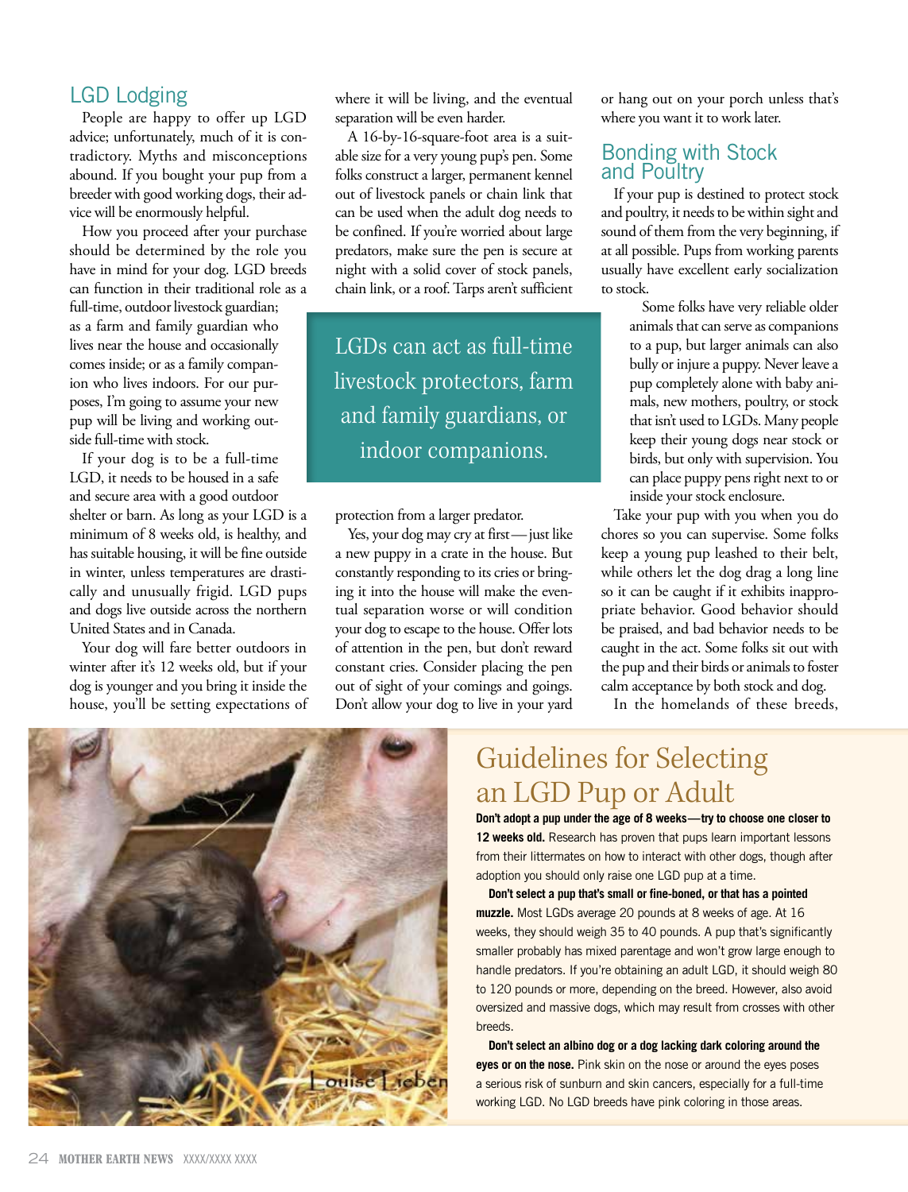## LGD Lodging

People are happy to offer up LGD advice; unfortunately, much of it is contradictory. Myths and misconceptions abound. If you bought your pup from a breeder with good working dogs, their advice will be enormously helpful.

How you proceed after your purchase should be determined by the role you have in mind for your dog. LGD breeds can function in their traditional role as a full-time, outdoor livestock guardian; as a farm and family guardian who lives near the house and occasionally comes inside; or as a family companion who lives indoors. For our purposes, I'm going to assume your new pup will be living and working outside full-time with stock.

If your dog is to be a full-time LGD, it needs to be housed in a safe and secure area with a good outdoor shelter or barn. As long as your LGD is a minimum of 8 weeks old, is healthy, and has suitable housing, it will be fine outside in winter, unless temperatures are drastically and unusually frigid. LGD pups and dogs live outside across the northern United States and in Canada.

Your dog will fare better outdoors in winter after it's 12 weeks old, but if your dog is younger and you bring it inside the house, you'll be setting expectations of where it will be living, and the eventual separation will be even harder.

A 16-by-16-square-foot area is a suitable size for a very young pup's pen. Some folks construct a larger, permanent kennel out of livestock panels or chain link that can be used when the adult dog needs to be confined. If you're worried about large predators, make sure the pen is secure at night with a solid cover of stock panels, chain link, or a roof. Tarps aren't sufficient protection from a larger predator.

> LGDs can act as full-time livestock protectors, farm and family guardians, or indoor companions.

Yes, your dog may cry at first — just like a new puppy in a crate in the house. But constantly responding to its cries or bringing it into the house will make the eventual separation worse or will condition your dog to escape to the house. Offer lots of attention in the pen, but don't reward constant cries. Consider placing the pen out of sight of your comings and goings. Don't allow your dog to live in your yard or hang out on your porch unless that's where you want it to work later.

## Bonding with Stock and Poultry

If your pup is destined to protect stock and poultry, it needs to be within sight and sound of them from the very beginning, if at all possible. Pups from working parents usually have excellent early socialization to stock.

Some folks have very reliable older animals that can serve as companions to a pup, but larger animals can also bully or injure a puppy. Never leave a pup completely alone with baby animals, new mothers, poultry, or stock that isn't used to LGDs. Many people keep their young dogs near stock or birds, but only with supervision. You can place puppy pens right next to or inside your stock enclosure.

Take your pup with you when you do chores so you can supervise. Some folks keep a young pup leashed to their belt, while others let the dog drag a long line so it can be caught if it exhibits inappropriate behavior. Good behavior should be praised, and bad behavior needs to be caught in the act. Some folks sit out with the pup and their birds or animals to foster calm acceptance by both stock and dog.

In the homelands of these breeds,

Louise Liebenberg

## Guidelines for Selecting an LGD Pup or Adult

**Don't adopt a pup under the age of 8 weeks—try to choose one closer to 12 weeks old.** Research has proven that pups learn important lessons from their littermates on how to interact with other dogs, though after adoption you should only raise one LGD pup at a time.

**Don't select a pup that's small or fine-boned, or that has a pointed muzzle.** Most LGDs average 20 pounds at 8 weeks of age. At 16 weeks, they should weigh 35 to 40 pounds. A pup that's significantly smaller probably has mixed parentage and won't grow large enough to handle predators. If you're obtaining an adult LGD, it should weigh 80 to 120 pounds or more, depending on the breed. However, also avoid oversized and massive dogs, which may result from crosses with other breeds.

**Don't select an albino dog or a dog lacking dark coloring around the eyes or on the nose.** Pink skin on the nose or around the eyes poses a serious risk of sunburn and skin cancers, especially for a full-time working LGD. No LGD breeds have pink coloring in those areas.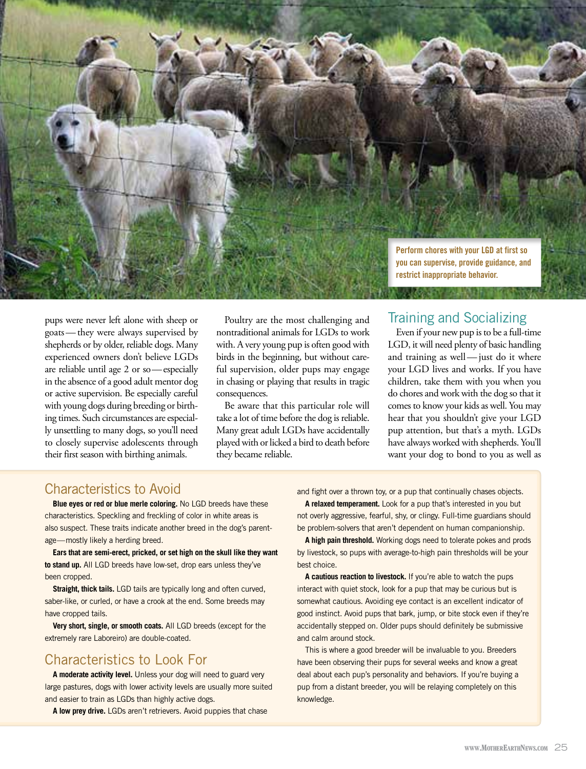Perform chores with your LGD at first so you can supervise, provide guidance, and restrict inappropriate behavior.

pups were never left alone with sheep or goats — they were always supervised by shepherds or by older, reliable dogs. Many experienced owners don't believe LGDs are reliable until age 2 or so — especially in the absence of a good adult mentor dog or active supervision. Be especially careful with young dogs during breeding or birthing times. Such circumstances are especially unsettling to many dogs, so you'll need to closely supervise adolescents through their first season with birthing animals.

Poultry are the most challenging and nontraditional animals for LGDs to work with. A very young pup is often good with birds in the beginning, but without careful supervision, older pups may engage in chasing or playing that results in tragic consequences.

Be aware that this particular role will take a lot of time before the dog is reliable. Many great adult LGDs have accidentally played with or licked a bird to death before they became reliable.

## Training and Socializing

Even if your new pup is to be a full-time LGD, it will need plenty of basic handling and training as well — just do it where your LGD lives and works. If you have children, take them with you when you do chores and work with the dog so that it comes to know your kids as well. You may hear that you shouldn't give your LGD pup attention, but that's a myth. LGDs have always worked with shepherds. You'll want your dog to bond to you as well as

## Characteristics to Avoid

**Blue eyes or red or blue merle coloring.** No LGD breeds have these characteristics. Speckling and freckling of color in white areas is also suspect. These traits indicate another breed in the dog's parentage — mostly likely a herding breed.

**Ears that are semi-erect, pricked, or set high on the skull like they want to stand up.** All LGD breeds have low-set, drop ears unless they've been cropped.

**Straight, thick tails.** LGD tails are typically long and often curved, saber-like, or curled, or have a crook at the end. Some breeds may have cropped tails.

**Very short, single, or smooth coats.** All LGD breeds (except for the extremely rare Laboreiro) are double-coated.

## Characteristics to Look For

**A moderate activity level.** Unless your dog will need to guard very large pastures, dogs with lower activity levels are usually more suited and easier to train as LGDs than highly active dogs.

**A low prey drive.** LGDs aren't retrievers. Avoid puppies that chase and fight over a thrown toy, or a pup that continually chases objects.

**A relaxed temperament.** Look for a pup that's interested in you but not overly aggressive, fearful, shy, or clingy. Full-time guardians should be problem-solvers that aren't dependent on human companionship.

**A high pain threshold.** Working dogs need to tolerate pokes and prods by livestock, so pups with average-to-high pain thresholds will be your best choice.

**A cautious reaction to livestock.** If you're able to watch the pups interact with quiet stock, look for a pup that may be curious but is somewhat cautious. Avoiding eye contact is an excellent indicator of good instinct. Avoid pups that bark, jump, or bite stock even if they're accidentally stepped on. Older pups should definitely be submissive and calm around stock.

This is where a good breeder will be invaluable to you. Breeders have been observing their pups for several weeks and know a great deal about each pup's personality and behaviors. If you're buying a pup from a distant breeder, you will be relaying completely on this knowledge.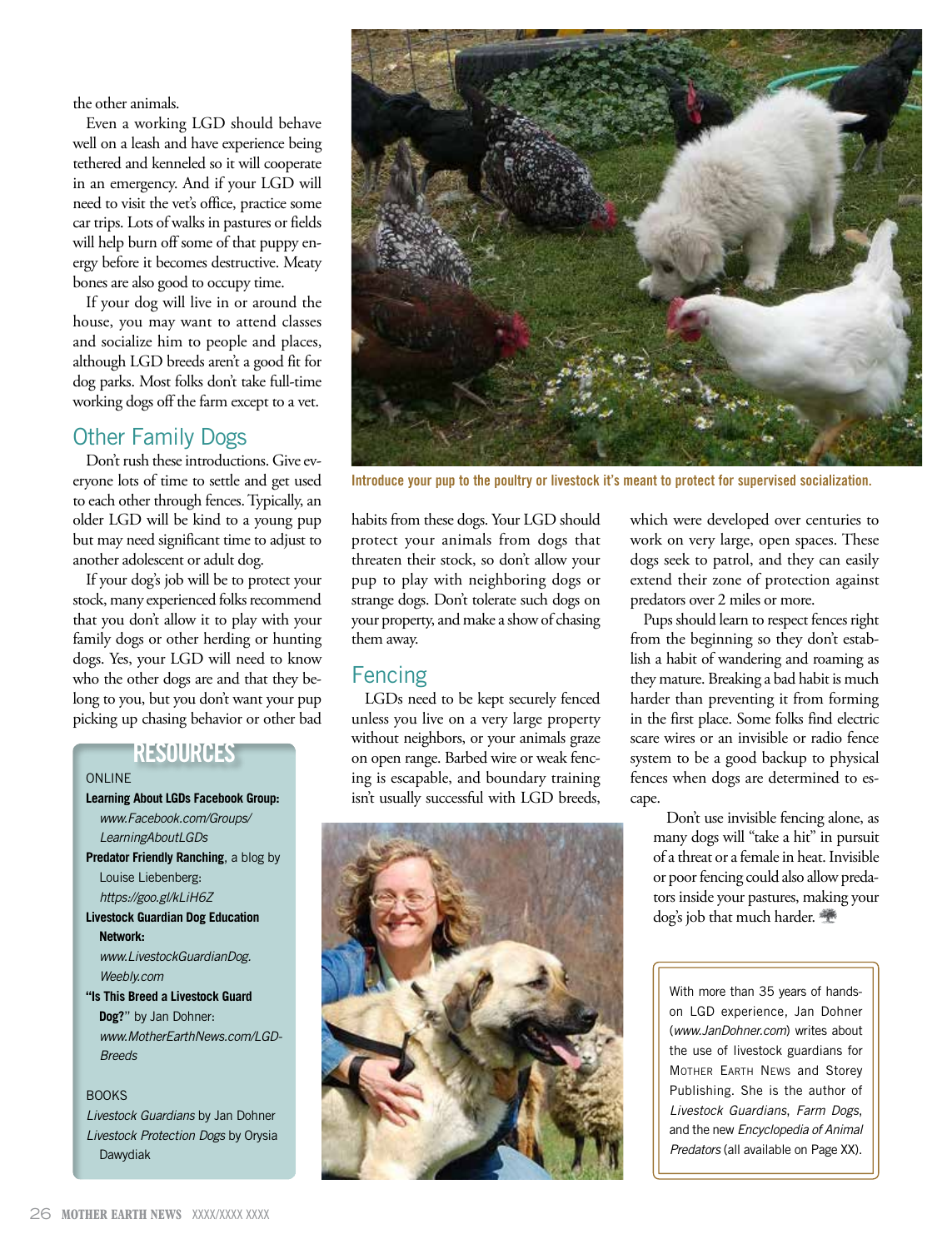the other animals.

Even a working LGD should behave well on a leash and have experience being tethered and kenneled so it will cooperate in an emergency. And if your LGD will need to visit the vet's office, practice some car trips. Lots of walks in pastures or fields will help burn off some of that puppy energy before it becomes destructive. Meaty bones are also good to occupy time.

If your dog will live in or around the house, you may want to attend classes and socialize him to people and places, although LGD breeds aren't a good fit for dog parks. Most folks don't take full-time working dogs off the farm except to a vet.

## Other Family Dogs

Don't rush these introductions. Give everyone lots of time to settle and get used to each other through fences. Typically, an older LGD will be kind to a young pup but may need significant time to adjust to another adolescent or adult dog.

If your dog's job will be to protect your stock, many experienced folks recommend that you don't allow it to play with your family dogs or other herding or hunting dogs. Yes, your LGD will need to know who the other dogs are and that they belong to you, but you don't want your pup picking up chasing behavior or other bad habits from these dogs. Your LGD should protect your animals from dogs that threaten their stock, so don't allow your pup to play with neighboring dogs or strange dogs. Don't tolerate such dogs on your property, and make a show of chasing them away.

Introduce your pup to the poultry or livestock it's meant to protect for supervised socialization.

## Fencing

LGDs need to be kept securely fenced unless you live on a very large property without neighbors, or your animals graze on open range. Barbed wire or weak fencing is escapable, and boundary training isn't usually successful with LGD breeds, which were developed over centuries to work on very large, open spaces. These dogs seek to patrol, and they can easily extend their zone of protection against predators over 2 miles or more.

Pups should learn to respect fences right from the beginning so they don't establish a habit of wandering and roaming as they mature. Breaking a bad habit is much harder than preventing it from forming in the first place. Some folks find electric scare wires or an invisible or radio fence system to be a good backup to physical fences when dogs are determined to escape.

Don't use invisible fencing alone, as many dogs will "take a hit" in pursuit of a threat or a female in heat. Invisible or poor fencing could also allow predators inside your pastures, making your dog's job that much harder.

### RESOURCES

ONLINE

**Learning About LGDs Facebook Group:** *www.Facebook.com/Groups/LearningAboutLGDs*

**Predator Friendly Ranching**, a blog by Louise Liebenberg: *https://goo.gl/kLiH6Z*

**Livestock Guardian Dog Education Network:** *www.LivestockGuardianDog.Weebly.com*

**"Is This Breed a Livestock Guard Dog?"** by Jan Dohner: *www.MotherEarthNews.com/LGD-Breeds*

BOOKS

*Livestock Guardians* by Jan Dohner

*Livestock Protection Dogs* by Orysia Dawydiak

With more than 35 years of hands-on LGD experience, Jan Dohner (*www.JanDohner.com*) writes about the use of livestock guardians for Mother Earth News and Storey Publishing. She is the author of *Livestock Guardians*, *Farm Dogs*, and the new *Encyclopedia of Animal Predators* (all available on Page XX).